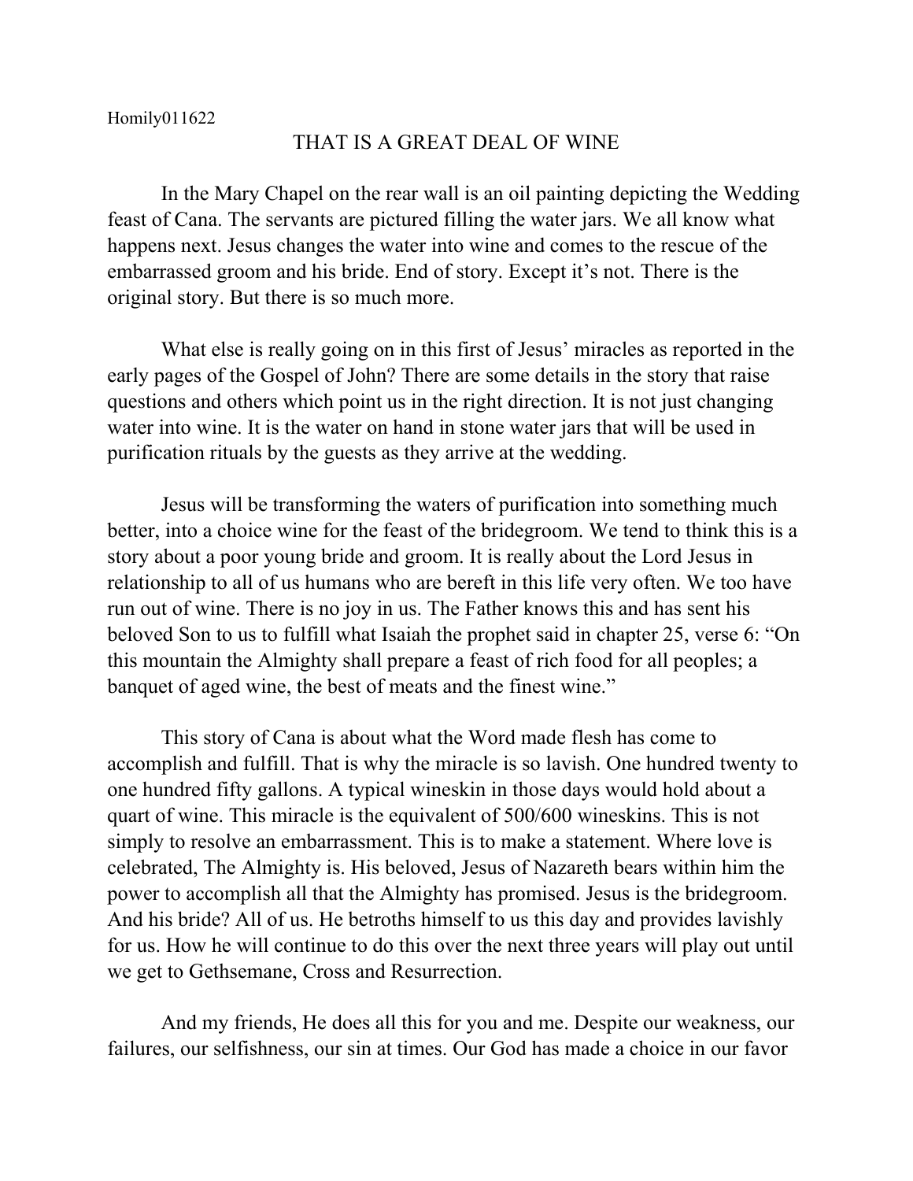Homily011622

# THAT IS A GREAT DEAL OF WINE

In the Mary Chapel on the rear wall is an oil painting depicting the Wedding feast of Cana. The servants are pictured filling the water jars. We all know what happens next. Jesus changes the water into wine and comes to the rescue of the embarrassed groom and his bride. End of story. Except it's not. There is the original story. But there is so much more.

What else is really going on in this first of Jesus' miracles as reported in the early pages of the Gospel of John? There are some details in the story that raise questions and others which point us in the right direction. It is not just changing water into wine. It is the water on hand in stone water jars that will be used in purification rituals by the guests as they arrive at the wedding.

Jesus will be transforming the waters of purification into something much better, into a choice wine for the feast of the bridegroom. We tend to think this is a story about a poor young bride and groom. It is really about the Lord Jesus in relationship to all of us humans who are bereft in this life very often. We too have run out of wine. There is no joy in us. The Father knows this and has sent his beloved Son to us to fulfill what Isaiah the prophet said in chapter 25, verse 6: "On this mountain the Almighty shall prepare a feast of rich food for all peoples; a banquet of aged wine, the best of meats and the finest wine."

This story of Cana is about what the Word made flesh has come to accomplish and fulfill. That is why the miracle is so lavish. One hundred twenty to one hundred fifty gallons. A typical wineskin in those days would hold about a quart of wine. This miracle is the equivalent of 500/600 wineskins. This is not simply to resolve an embarrassment. This is to make a statement. Where love is celebrated, The Almighty is. His beloved, Jesus of Nazareth bears within him the power to accomplish all that the Almighty has promised. Jesus is the bridegroom. And his bride? All of us. He betroths himself to us this day and provides lavishly for us. How he will continue to do this over the next three years will play out until we get to Gethsemane, Cross and Resurrection.

And my friends, He does all this for you and me. Despite our weakness, our failures, our selfishness, our sin at times. Our God has made a choice in our favor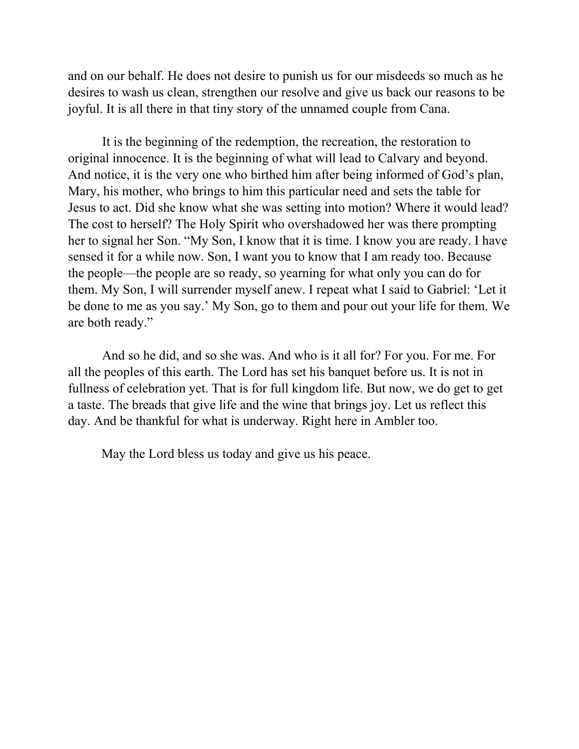and on our behalf. He does not desire to punish us for our misdeeds so much as he desires to wash us clean, strengthen our resolve and give us back our reasons to be joyful. It is all there in that tiny story of the unnamed couple from Cana.

It is the beginning of the redemption, the recreation, the restoration to original innocence. It is the beginning of what will lead to Calvary and beyond. And notice, it is the very one who birthed him after being informed of God's plan, Mary, his mother, who brings to him this particular need and sets the table for Jesus to act. Did she know what she was setting into motion? Where it would lead? The cost to herself? The Holy Spirit who overshadowed her was there prompting her to signal her Son. "My Son, I know that it is time. I know you are ready. I have sensed it for a while now. Son, I want you to know that I am ready too. Because the people—the people are so ready, so yearning for what only you can do for them. My Son, I will surrender myself anew. I repeat what I said to Gabriel: 'Let it be done to me as you say.' My Son, go to them and pour out your life for them. We are both ready."

And so he did, and so she was. And who is it all for? For you. For me. For all the peoples of this earth. The Lord has set his banquet before us. It is not in fullness of celebration yet. That is for full kingdom life. But now, we do get to get a taste. The breads that give life and the wine that brings joy. Let us reflect this day. And be thankful for what is underway. Right here in Ambler too.

May the Lord bless us today and give us his peace.